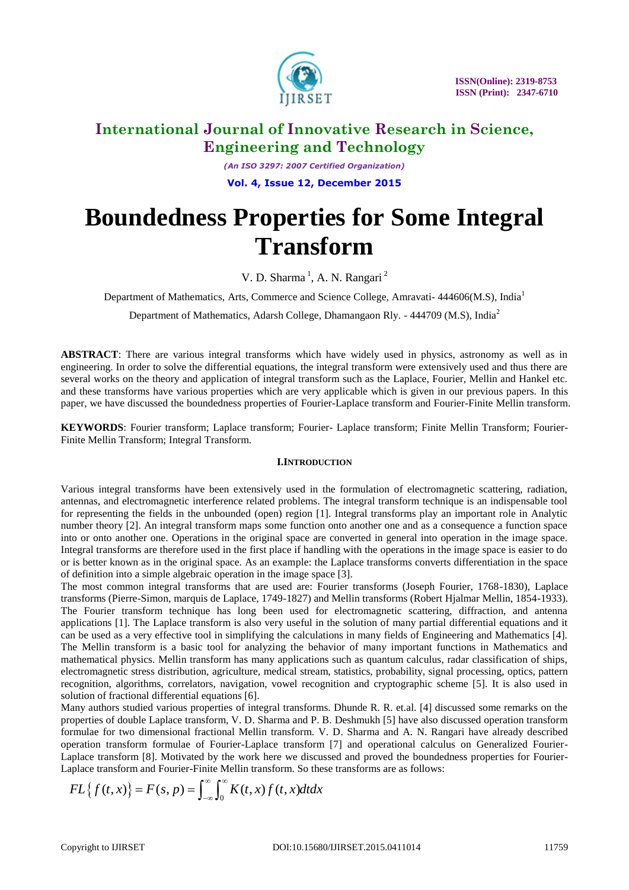# Boundedness Properties for Some Integral Transform

V. D. Sharma [1], A. N. Rangari [2]

Department of Mathematics, Arts, Commerce and Science College, Amravati- 444606(M.S), India[1]

Department of Mathematics, Adarsh College, Dhamangaon Rly. - 444709 (M.S), India[2]

**ABSTRACT**: There are various integral transforms which have widely used in physics, astronomy as well as in engineering. In order to solve the differential equations, the integral transform were extensively used and thus there are several works on the theory and application of integral transform such as the Laplace, Fourier, Mellin and Hankel etc. and these transforms have various properties which are very applicable which is given in our previous papers. In this paper, we have discussed the boundedness properties of Fourier-Laplace transform and Fourier-Finite Mellin transform.

**KEYWORDS**: Fourier transform; Laplace transform; Fourier- Laplace transform; Finite Mellin Transform; Fourier-Finite Mellin Transform; Integral Transform.

## I. INTRODUCTION

Various integral transforms have been extensively used in the formulation of electromagnetic scattering, radiation, antennas, and electromagnetic interference related problems. The integral transform technique is an indispensable tool for representing the fields in the unbounded (open) region [1]. Integral transforms play an important role in Analytic number theory [2]. An integral transform maps some function onto another one and as a consequence a function space into or onto another one. Operations in the original space are converted in general into operation in the image space. Integral transforms are therefore used in the first place if handling with the operations in the image space is easier to do or is better known as in the original space. As an example: the Laplace transforms converts differentiation in the space of definition into a simple algebraic operation in the image space [3].

The most common integral transforms that are used are: Fourier transforms (Joseph Fourier, 1768-1830), Laplace transforms (Pierre-Simon, marquis de Laplace, 1749-1827) and Mellin transforms (Robert Hjalmar Mellin, 1854-1933). The Fourier transform technique has long been used for electromagnetic scattering, diffraction, and antenna applications [1]. The Laplace transform is also very useful in the solution of many partial differential equations and it can be used as a very effective tool in simplifying the calculations in many fields of Engineering and Mathematics [4]. The Mellin transform is a basic tool for analyzing the behavior of many important functions in Mathematics and mathematical physics. Mellin transform has many applications such as quantum calculus, radar classification of ships, electromagnetic stress distribution, agriculture, medical stream, statistics, probability, signal processing, optics, pattern recognition, algorithms, correlators, navigation, vowel recognition and cryptographic scheme [5]. It is also used in solution of fractional differential equations [6].

Many authors studied various properties of integral transforms. Dhunde R. R. et.al. [4] discussed some remarks on the properties of double Laplace transform, V. D. Sharma and P. B. Deshmukh [5] have also discussed operation transform formulae for two dimensional fractional Mellin transform. V. D. Sharma and A. N. Rangari have already described operation transform formulae of Fourier-Laplace transform [7] and operational calculus on Generalized Fourier-Laplace transform [8]. Motivated by the work here we discussed and proved the boundedness properties for Fourier-Laplace transform and Fourier-Finite Mellin transform. So these transforms are as follows:

$$FL\left\{ f(t,x)\right\} = F(s,p) = \int_{-\infty}^{\infty}\int_{0}^{\infty} K(t,x)\, f(t,x)\, dt\, dx$$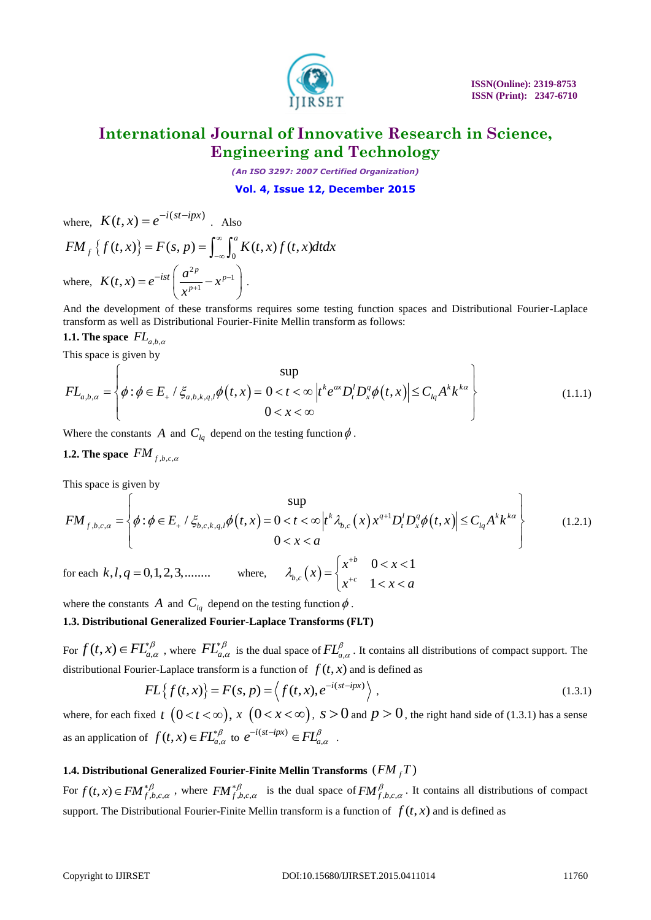where, $K(t,x) = e^{-i(st-ipx)}$ . Also

$$FM_f\left\{f(t,x)\right\} = F(s,p) = \int_{-\infty}^{\infty}\int_0^a K(t,x)f(t,x)dtdx$$

where, $K(t,x) = e^{-ist}\left(\frac{a^{2p}}{x^{p+1}} - x^{p-1}\right)$ .

And the development of these transforms requires some testing function spaces and Distributional Fourier-Laplace transform as well as Distributional Fourier-Finite Mellin transform as follows:

**1.1. The space $FL_{a,b,\alpha}$**

This space is given by

$$FL_{a,b,\alpha} = \left\{\phi : \phi \in E_+ / \xi_{a,b,k,q,l}\phi(t,x) = \sup_{\substack{0<t<\infty \\ 0<x<\infty}} \left|t^k e^{ax} D_t^l D_x^q \phi(t,x)\right| \le C_{lq} A^k k^{k\alpha}\right\} \tag{1.1.1}$$

Where the constants $A$ and $C_{lq}$ depend on the testing function $\phi$ .

**1.2. The space $FM_{f,b,c,\alpha}$**

This space is given by

$$FM_{f,b,c,\alpha} = \left\{\phi : \phi \in E_+ / \xi_{b,c,k,q,l}\phi(t,x) = \sup_{\substack{0<t<\infty \\ 0<x<a}} \left|t^k \lambda_{b,c}(x) x^{q+1} D_t^l D_x^q \phi(t,x)\right| \le C_{lq} A^k k^{k\alpha}\right\} \tag{1.2.1}$$

for each $k, l, q = 0,1,2,3,........$ where, $\lambda_{b,c}(x) = \begin{cases} x^{+b} & 0 < x < 1 \\ x^{+c} & 1 < x < a \end{cases}$

where the constants $A$ and $C_{lq}$ depend on the testing function $\phi$ .

**1.3. Distributional Generalized Fourier-Laplace Transforms (FLT)**

For $f(t,x) \in FL_{a,\alpha}^{*\beta}$ , where $FL_{a,\alpha}^{*\beta}$ is the dual space of $FL_{a,\alpha}^{\beta}$ . It contains all distributions of compact support. The distributional Fourier-Laplace transform is a function of $f(t,x)$ and is defined as

$$FL\left\{f(t,x)\right\} = F(s,p) = \left\langle f(t,x), e^{-i(st-ipx)}\right\rangle , \tag{1.3.1}$$

where, for each fixed $t$ $(0 < t < \infty)$, $x$ $(0 < x < \infty)$, $s > 0$ and $p > 0$, the right hand side of (1.3.1) has a sense as an application of $f(t,x) \in FL_{a,\alpha}^{*\beta}$ to $e^{-i(st-ipx)} \in FL_{a,\alpha}^{\beta}$ .

**1.4. Distributional Generalized Fourier-Finite Mellin Transforms $(FM_f T)$**

For $f(t,x) \in FM_{f,b,c,\alpha}^{*\beta}$ , where $FM_{f,b,c,\alpha}^{*\beta}$ is the dual space of $FM_{f,b,c,\alpha}^{\beta}$ . It contains all distributions of compact support. The Distributional Fourier-Finite Mellin transform is a function of $f(t,x)$ and is defined as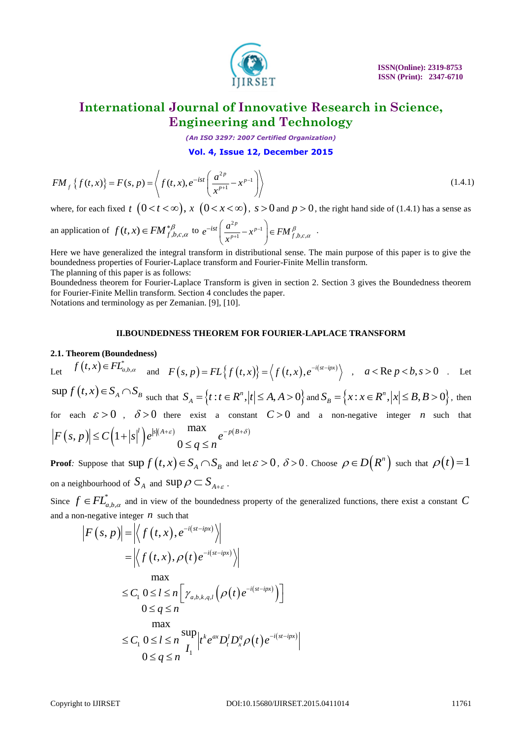$$FM_f\left\{f(t,x)\right\} = F(s,p) = \left\langle f(t,x), e^{-ist}\left(\frac{a^{2p}}{x^{p+1}} - x^{p-1}\right)\right\rangle \tag{1.4.1}$$

where, for each fixed $t$ $(0 < t < \infty)$, $x$ $(0 < x < \infty)$, $s > 0$ and $p > 0$, the right hand side of (1.4.1) has a sense as an application of $f(t,x) \in FM^{*\beta}_{f,b,c,\alpha}$ to $e^{-ist}\left(\frac{a^{2p}}{x^{p+1}} - x^{p-1}\right) \in FM^{\beta}_{f,b,c,\alpha}$ .

Here we have generalized the integral transform in distributional sense. The main purpose of this paper is to give the boundedness properties of Fourier-Laplace transform and Fourier-Finite Mellin transform.

The planning of this paper is as follows:

Boundedness theorem for Fourier-Laplace Transform is given in section 2. Section 3 gives the Boundedness theorem for Fourier-Finite Mellin transform. Section 4 concludes the paper.

Notations and terminology as per Zemanian. [9], [10].

## II.BOUNDEDNESS THEOREM FOR FOURIER-LAPLACE TRANSFORM

### 2.1. Theorem (Boundedness)

Let $f(t,x) \in FL^{*}_{a,b,\alpha}$ and $F(s,p) = FL\left\{f(t,x)\right\} = \left\langle f(t,x), e^{-i(st-ipx)}\right\rangle$ , $a < \operatorname{Re} p < b, s > 0$ . Let $\sup f(t,x) \in S_A \cap S_B$ such that $S_A = \left\{t : t \in R^n, |t| \le A, A > 0\right\}$ and $S_B = \left\{x : x \in R^n, |x| \le B, B > 0\right\}$, then for each $\varepsilon > 0$ , $\delta > 0$ there exist a constant $C > 0$ and a non-negative integer $n$ such that

$$\left|F(s,p)\right| \le C\left(1 + |s|^l\right) e^{|s|(A+\varepsilon)} \max_{0 \le q \le n} e^{-p(B+\delta)}$$

**Proof***:* Suppose that $\sup f(t,x) \in S_A \cap S_B$ and let $\varepsilon > 0$, $\delta > 0$. Choose $\rho \in D(R^n)$ such that $\rho(t) = 1$ on a neighbourhood of $S_A$ and $\sup \rho \subset S_{A+\varepsilon}$ .

Since $f \in FL^{*}_{a,b,\alpha}$ and in view of the boundedness property of the generalized functions, there exist a constant $C$ and a non-negative integer $n$ such that

$$\begin{aligned}
\left|F(s,p)\right| &= \left|\left\langle f(t,x), e^{-i(st-ipx)}\right\rangle\right| \\
&= \left|\left\langle f(t,x), \rho(t) e^{-i(st-ipx)}\right\rangle\right| \\
&\le C_1 \max_{\substack{0 \le l \le n \\ 0 \le q \le n}} \left[\gamma_{a,b,k,q,l}\left(\rho(t) e^{-i(st-ipx)}\right)\right] \\
&\le C_1 \max_{\substack{0 \le l \le n \\ 0 \le q \le n}} \sup_{I_1} \left|t^k e^{ax} D_t^l D_x^q \rho(t) e^{-i(st-ipx)}\right|
\end{aligned}$$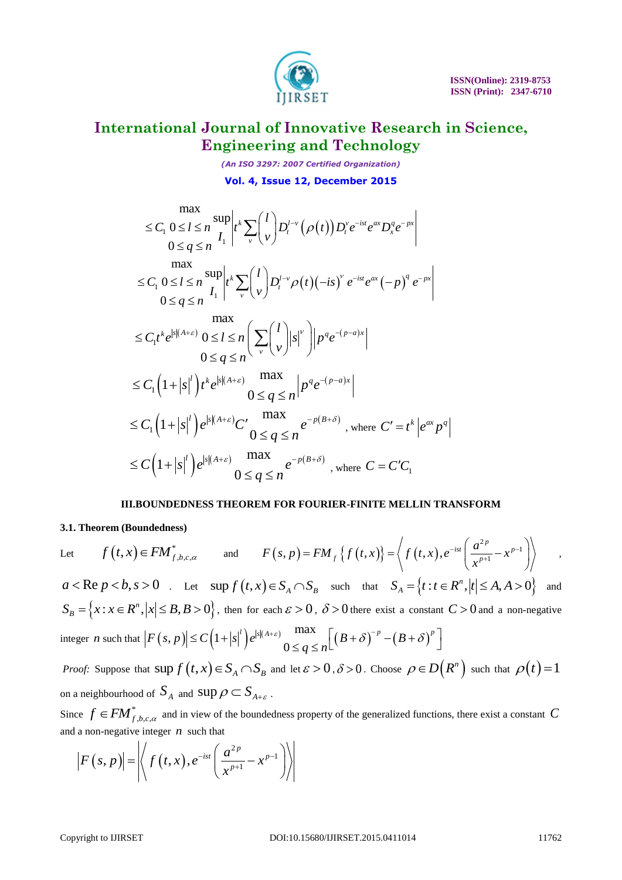$$\leq C_1 \max_{\substack{0\leq l\leq n \\ 0\leq q\leq n}} \sup_{I_1} \left| t^k \sum_v \binom{l}{v} D_t^{l-v}\left(\rho(t)\right) D_t^v e^{-ist} e^{ax} D_x^q e^{-px} \right|$$

$$\leq C_1 \max_{\substack{0\leq l\leq n \\ 0\leq q\leq n}} \sup_{I_1} \left| t^k \sum_v \binom{l}{v} D_t^{l-v} \rho(t) (-is)^v e^{-ist} e^{ax} (-p)^q e^{-px} \right|$$

$$\leq C_1 t^k e^{|s|(A+\varepsilon)} \max_{\substack{0\leq l\leq n \\ 0\leq q\leq n}} \left( \sum_v \binom{l}{v} |s|^v \right) \left| p^q e^{-(p-a)x} \right|$$

$$\leq C_1 \left(1+|s|^l\right) t^k e^{|s|(A+\varepsilon)} \max_{0\leq q\leq n} \left| p^q e^{-(p-a)x} \right|$$

$$\leq C_1 \left(1+|s|^l\right) e^{|s|(A+\varepsilon)} C' \max_{0\leq q\leq n} e^{-p(B+\delta)} \text{, where } C' = t^k \left| e^{ax} p^q \right|$$

$$\leq C \left(1+|s|^l\right) e^{|s|(A+\varepsilon)} \max_{0\leq q\leq n} e^{-p(B+\delta)} \text{, where } C = C'C_1$$

## III. BOUNDEDNESS THEOREM FOR FOURIER-FINITE MELLIN TRANSFORM

### 3.1. Theorem (Boundedness)

Let $f(t,x) \in FM^*_{f,b,c,\alpha}$ and $F(s,p) = FM_f\{f(t,x)\} = \left\langle f(t,x), e^{-ist}\left(\dfrac{a^{2p}}{x^{p+1}} - x^{p-1}\right)\right\rangle$, $a < \operatorname{Re} p < b, s > 0$. Let $\sup f(t,x) \in S_A \cap S_B$ such that $S_A = \{t : t \in R^n, |t| \leq A, A > 0\}$ and $S_B = \{x : x \in R^n, |x| \leq B, B > 0\}$, then for each $\varepsilon > 0$, $\delta > 0$ there exist a constant $C > 0$ and a non-negative integer $n$ such that $|F(s,p)| \leq C\left(1+|s|^l\right) e^{|s|(A+\varepsilon)} \max_{0\leq q\leq n} \left[ (B+\delta)^{-p} - (B+\delta)^p \right]$

*Proof:* Suppose that $\sup f(t,x) \in S_A \cap S_B$ and let $\varepsilon > 0, \delta > 0$. Choose $\rho \in D(R^n)$ such that $\rho(t) = 1$ on a neighbourhood of $S_A$ and $\sup \rho \subset S_{A+\varepsilon}$.

Since $f \in FM^*_{f,b,c,\alpha}$ and in view of the boundedness property of the generalized functions, there exist a constant $C$ and a non-negative integer $n$ such that

$$|F(s,p)| = \left| \left\langle f(t,x), e^{-ist}\left(\frac{a^{2p}}{x^{p+1}} - x^{p-1}\right) \right\rangle \right|$$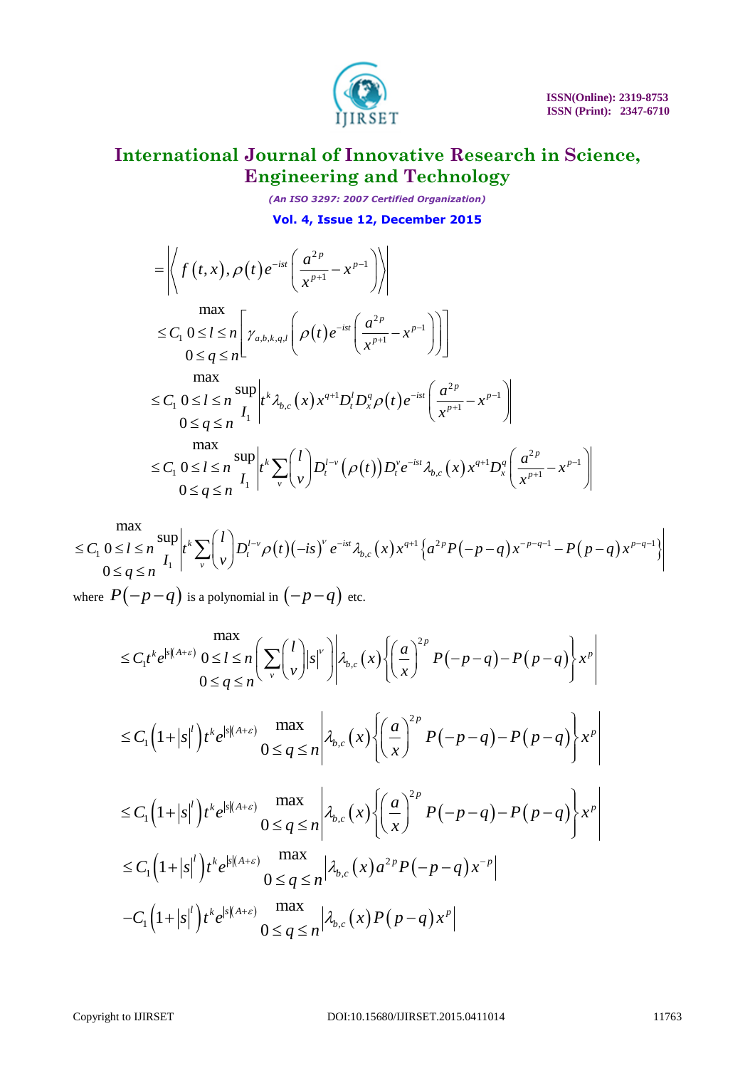$$= \left| \left\langle f(t,x), \rho(t) e^{-ist} \left( \frac{a^{2p}}{x^{p+1}} - x^{p-1} \right) \right\rangle \right|$$

$$\leq C_1 \max_{\substack{0 \leq l \leq n \\ 0 \leq q \leq n}} \left[ \gamma_{a,b,k,q,l} \left( \rho(t) e^{-ist} \left( \frac{a^{2p}}{x^{p+1}} - x^{p-1} \right) \right) \right]$$

$$\leq C_1 \max_{\substack{0 \leq l \leq n \\ 0 \leq q \leq n}} \sup_{I_1} \left| t^k \lambda_{b,c}(x) x^{q+1} D_t^l D_x^q \rho(t) e^{-ist} \left( \frac{a^{2p}}{x^{p+1}} - x^{p-1} \right) \right|$$

$$\leq C_1 \max_{\substack{0 \leq l \leq n \\ 0 \leq q \leq n}} \sup_{I_1} \left| t^k \sum_v \binom{l}{v} D_t^{l-v} (\rho(t)) D_t^v e^{-ist} \lambda_{b,c}(x) x^{q+1} D_x^q \left( \frac{a^{2p}}{x^{p+1}} - x^{p-1} \right) \right|$$

$$\leq C_1 \max_{\substack{0 \leq l \leq n \\ 0 \leq q \leq n}} \sup_{I_1} \left| t^k \sum_v \binom{l}{v} D_t^{l-v} \rho(t) (-is)^v e^{-ist} \lambda_{b,c}(x) x^{q+1} \left\{ a^{2p} P(-p-q) x^{-p-q-1} - P(p-q) x^{p-q-1} \right\} \right|$$

where $P(-p-q)$ is a polynomial in $(-p-q)$ etc.

$$\leq C_1 t^k e^{|s|(A+\varepsilon)} \max_{\substack{0 \leq l \leq n \\ 0 \leq q \leq n}} \left( \sum_v \binom{l}{v} |s|^v \right) \left| \lambda_{b,c}(x) \left\{ \left( \frac{a}{x} \right)^{2p} P(-p-q) - P(p-q) \right\} x^p \right|$$

$$\leq C_1 \left( 1 + |s|^l \right) t^k e^{|s|(A+\varepsilon)} \max_{0 \leq q \leq n} \left| \lambda_{b,c}(x) \left\{ \left( \frac{a}{x} \right)^{2p} P(-p-q) - P(p-q) \right\} x^p \right|$$

$$\leq C_1 \left( 1 + |s|^l \right) t^k e^{|s|(A+\varepsilon)} \max_{0 \leq q \leq n} \left| \lambda_{b,c}(x) \left\{ \left( \frac{a}{x} \right)^{2p} P(-p-q) - P(p-q) \right\} x^p \right|$$

$$\leq C_1 \left( 1 + |s|^l \right) t^k e^{|s|(A+\varepsilon)} \max_{0 \leq q \leq n} \left| \lambda_{b,c}(x) a^{2p} P(-p-q) x^{-p} \right|$$

$$-C_1 \left( 1 + |s|^l \right) t^k e^{|s|(A+\varepsilon)} \max_{0 \leq q \leq n} \left| \lambda_{b,c}(x) P(p-q) x^p \right|$$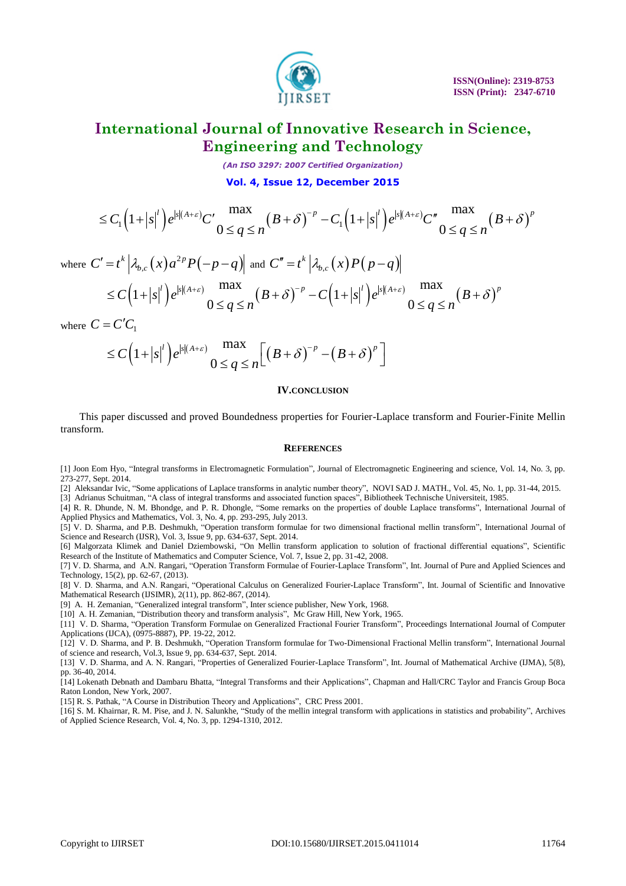$$\leq C_1\left(1+|s|^l\right)e^{|s|(A+\varepsilon)}C' \max_{0\leq q\leq n}(B+\delta)^{-p} - C_1\left(1+|s|^l\right)e^{|s|(A+\varepsilon)}C'' \max_{0\leq q\leq n}(B+\delta)^{p}$$

where $C' = t^k\left|\lambda_{b,c}(x)a^{2p}P(-p-q)\right|$ and $C'' = t^k\left|\lambda_{b,c}(x)P(p-q)\right|$

$$\leq C\left(1+|s|^l\right)e^{|s|(A+\varepsilon)} \max_{0\leq q\leq n}(B+\delta)^{-p} - C\left(1+|s|^l\right)e^{|s|(A+\varepsilon)} \max_{0\leq q\leq n}(B+\delta)^{p}$$

where $C = C'C_1$

$$\leq C\left(1+|s|^l\right)e^{|s|(A+\varepsilon)} \max_{0\leq q\leq n}\left[(B+\delta)^{-p} - (B+\delta)^{p}\right]$$

## IV. CONCLUSION

This paper discussed and proved Boundedness properties for Fourier-Laplace transform and Fourier-Finite Mellin transform.

## REFERENCES

[1] Joon Eom Hyo, "Integral transforms in Electromagnetic Formulation", Journal of Electromagnetic Engineering and science, Vol. 14, No. 3, pp. 273-277, Sept. 2014.

[2] Aleksandar Ivic, "Some applications of Laplace transforms in analytic number theory", NOVI SAD J. MATH., Vol. 45, No. 1, pp. 31-44, 2015.

[3] Adrianus Schuitman, "A class of integral transforms and associated function spaces", Bibliotheek Technische Universiteit, 1985.

[4] R. R. Dhunde, N. M. Bhondge, and P. R. Dhongle, "Some remarks on the properties of double Laplace transforms", International Journal of Applied Physics and Mathematics, Vol. 3, No. 4, pp. 293-295, July 2013.

[5] V. D. Sharma, and P.B. Deshmukh, "Operation transform formulae for two dimensional fractional mellin transform", International Journal of Science and Research (IJSR), Vol. 3, Issue 9, pp. 634-637, Sept. 2014.

[6] Malgorzata Klimek and Daniel Dziembowski, "On Mellin transform application to solution of fractional differential equations", Scientific Research of the Institute of Mathematics and Computer Science, Vol. 7, Issue 2, pp. 31-42, 2008.

[7] V. D. Sharma, and A.N. Rangari, "Operation Transform Formulae of Fourier-Laplace Transform", Int. Journal of Pure and Applied Sciences and Technology, 15(2), pp. 62-67, (2013).

[8] V. D. Sharma, and A.N. Rangari, "Operational Calculus on Generalized Fourier-Laplace Transform", Int. Journal of Scientific and Innovative Mathematical Research (IJSIMR), 2(11), pp. 862-867, (2014).

[9] A. H. Zemanian, "Generalized integral transform", Inter science publisher, New York, 1968.

[10] A. H. Zemanian, "Distribution theory and transform analysis", Mc Graw Hill, New York, 1965.

[11] V. D. Sharma, "Operation Transform Formulae on Generalized Fractional Fourier Transform", Proceedings International Journal of Computer Applications (IJCA), (0975-8887), PP. 19-22, 2012.

[12] V. D. Sharma, and P. B. Deshmukh, "Operation Transform formulae for Two-Dimensional Fractional Mellin transform", International Journal of science and research, Vol.3, Issue 9, pp. 634-637, Sept. 2014.

[13] V. D. Sharma, and A. N. Rangari, "Properties of Generalized Fourier-Laplace Transform", Int. Journal of Mathematical Archive (IJMA), 5(8), pp. 36-40, 2014.

[14] Lokenath Debnath and Dambaru Bhatta, "Integral Transforms and their Applications", Chapman and Hall/CRC Taylor and Francis Group Boca Raton London, New York, 2007.

[15] R. S. Pathak, "A Course in Distribution Theory and Applications", CRC Press 2001.

[16] S. M. Khairnar, R. M. Pise, and J. N. Salunkhe, "Study of the mellin integral transform with applications in statistics and probability", Archives of Applied Science Research, Vol. 4, No. 3, pp. 1294-1310, 2012.